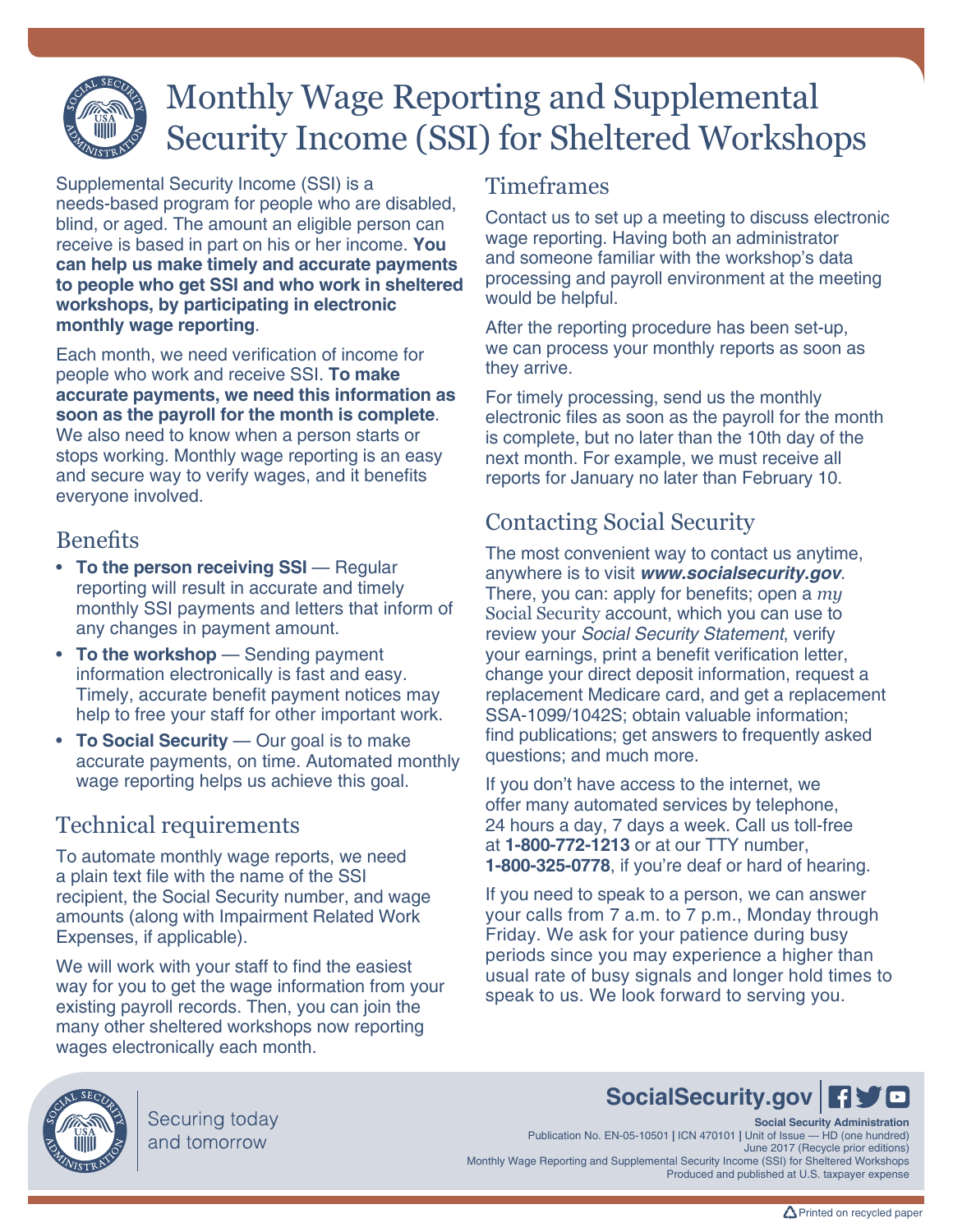# Monthly Wage Reporting and Supplemental Security Income (SSI) for Sheltered Workshops

Supplemental Security Income (SSI) is a needs-based program for people who are disabled, blind, or aged. The amount an eligible person can receive is based in part on his or her income. **You can help us make timely and accurate payments to people who get SSI and who work in sheltered workshops, by participating in electronic monthly wage reporting**.

Each month, we need verification of income for people who work and receive SSI. **To make accurate payments, we need this information as soon as the payroll for the month is complete**. We also need to know when a person starts or stops working. Monthly wage reporting is an easy and secure way to verify wages, and it benefits everyone involved.

## Benefits

- **To the person receiving SSI** — Regular reporting will result in accurate and timely monthly SSI payments and letters that inform of any changes in payment amount.
- **To the workshop** — Sending payment information electronically is fast and easy. Timely, accurate benefit payment notices may help to free your staff for other important work.
- **To Social Security** — Our goal is to make accurate payments, on time. Automated monthly wage reporting helps us achieve this goal.

## Technical requirements

To automate monthly wage reports, we need a plain text file with the name of the SSI recipient, the Social Security number, and wage amounts (along with Impairment Related Work Expenses, if applicable).

We will work with your staff to find the easiest way for you to get the wage information from your existing payroll records. Then, you can join the many other sheltered workshops now reporting wages electronically each month.

## Timeframes

Contact us to set up a meeting to discuss electronic wage reporting. Having both an administrator and someone familiar with the workshop's data processing and payroll environment at the meeting would be helpful.

After the reporting procedure has been set-up, we can process your monthly reports as soon as they arrive.

For timely processing, send us the monthly electronic files as soon as the payroll for the month is complete, but no later than the 10th day of the next month. For example, we must receive all reports for January no later than February 10.

## Contacting Social Security

The most convenient way to contact us anytime, anywhere is to visit ***www.socialsecurity.gov***. There, you can: apply for benefits; open a *my* Social Security account, which you can use to review your *Social Security Statement*, verify your earnings, print a benefit verification letter, change your direct deposit information, request a replacement Medicare card, and get a replacement SSA-1099/1042S; obtain valuable information; find publications; get answers to frequently asked questions; and much more.

If you don't have access to the internet, we offer many automated services by telephone, 24 hours a day, 7 days a week. Call us toll-free at **1-800-772-1213** or at our TTY number, **1-800-325-0778**, if you're deaf or hard of hearing.

If you need to speak to a person, we can answer your calls from 7 a.m. to 7 p.m., Monday through Friday. We ask for your patience during busy periods since you may experience a higher than usual rate of busy signals and longer hold times to speak to us. We look forward to serving you.

Securing today and tomorrow

**SocialSecurity.gov**

**Social Security Administration**
Publication No. EN-05-10501 | ICN 470101 | Unit of Issue — HD (one hundred)
June 2017 (Recycle prior editions)
Monthly Wage Reporting and Supplemental Security Income (SSI) for Sheltered Workshops
Produced and published at U.S. taxpayer expense

Printed on recycled paper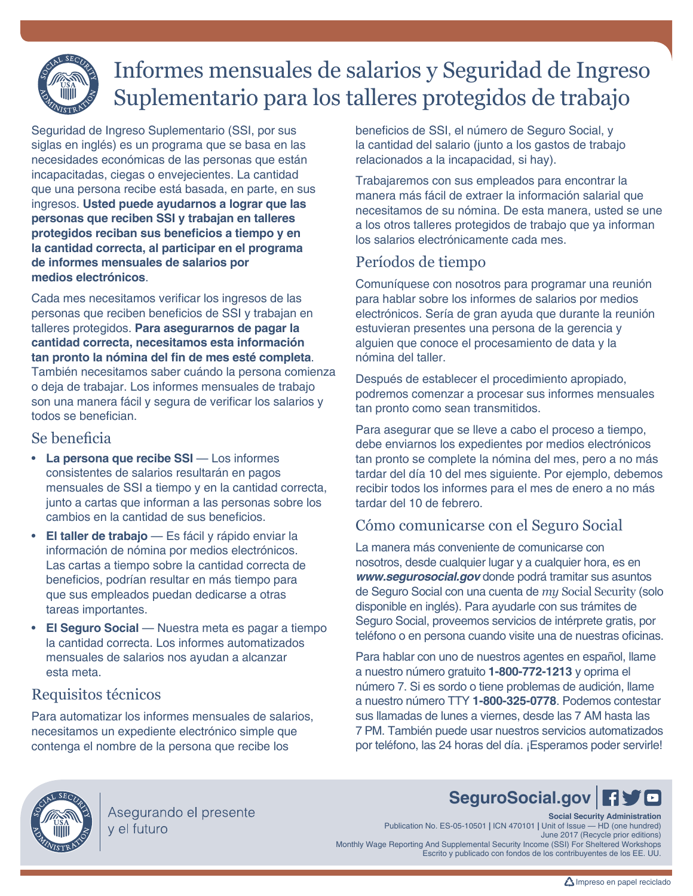# Informes mensuales de salarios y Seguridad de Ingreso Suplementario para los talleres protegidos de trabajo

Seguridad de Ingreso Suplementario (SSI, por sus siglas en inglés) es un programa que se basa en las necesidades económicas de las personas que están incapacitadas, ciegas o envejecientes. La cantidad que una persona recibe está basada, en parte, en sus ingresos. **Usted puede ayudarnos a lograr que las personas que reciben SSI y trabajan en talleres protegidos reciban sus beneficios a tiempo y en la cantidad correcta, al participar en el programa de informes mensuales de salarios por medios electrónicos**.

Cada mes necesitamos verificar los ingresos de las personas que reciben beneficios de SSI y trabajan en talleres protegidos. **Para asegurarnos de pagar la cantidad correcta, necesitamos esta información tan pronto la nómina del fin de mes esté completa**. También necesitamos saber cuándo la persona comienza o deja de trabajar. Los informes mensuales de trabajo son una manera fácil y segura de verificar los salarios y todos se benefician.

## Se beneficia

- **La persona que recibe SSI** — Los informes consistentes de salarios resultarán en pagos mensuales de SSI a tiempo y en la cantidad correcta, junto a cartas que informan a las personas sobre los cambios en la cantidad de sus beneficios.
- **El taller de trabajo** — Es fácil y rápido enviar la información de nómina por medios electrónicos. Las cartas a tiempo sobre la cantidad correcta de beneficios, podrían resultar en más tiempo para que sus empleados puedan dedicarse a otras tareas importantes.
- **El Seguro Social** — Nuestra meta es pagar a tiempo la cantidad correcta. Los informes automatizados mensuales de salarios nos ayudan a alcanzar esta meta.

## Requisitos técnicos

Para automatizar los informes mensuales de salarios, necesitamos un expediente electrónico simple que contenga el nombre de la persona que recibe los beneficios de SSI, el número de Seguro Social, y la cantidad del salario (junto a los gastos de trabajo relacionados a la incapacidad, si hay).

Trabajaremos con sus empleados para encontrar la manera más fácil de extraer la información salarial que necesitamos de su nómina. De esta manera, usted se une a los otros talleres protegidos de trabajo que ya informan los salarios electrónicamente cada mes.

## Períodos de tiempo

Comuníquese con nosotros para programar una reunión para hablar sobre los informes de salarios por medios electrónicos. Sería de gran ayuda que durante la reunión estuvieran presentes una persona de la gerencia y alguien que conoce el procesamiento de data y la nómina del taller.

Después de establecer el procedimiento apropiado, podremos comenzar a procesar sus informes mensuales tan pronto como sean transmitidos.

Para asegurar que se lleve a cabo el proceso a tiempo, debe enviarnos los expedientes por medios electrónicos tan pronto se complete la nómina del mes, pero a no más tardar del día 10 del mes siguiente. Por ejemplo, debemos recibir todos los informes para el mes de enero a no más tardar del 10 de febrero.

## Cómo comunicarse con el Seguro Social

La manera más conveniente de comunicarse con nosotros, desde cualquier lugar y a cualquier hora, es en ***www.segurosocial.gov*** donde podrá tramitar sus asuntos de Seguro Social con una cuenta de *my* Social Security (solo disponible en inglés). Para ayudarle con sus trámites de Seguro Social, proveemos servicios de intérprete gratis, por teléfono o en persona cuando visite una de nuestras oficinas.

Para hablar con uno de nuestros agentes en español, llame a nuestro número gratuito **1-800-772-1213** y oprima el número 7. Si es sordo o tiene problemas de audición, llame a nuestro número TTY **1-800-325-0778**. Podemos contestar sus llamadas de lunes a viernes, desde las 7 AM hasta las 7 PM. También puede usar nuestros servicios automatizados por teléfono, las 24 horas del día. ¡Esperamos poder servirle!

Asegurando el presente y el futuro

**SeguroSocial.gov**

**Social Security Administration**
Publication No. ES-05-10501 | ICN 470101 | Unit of Issue — HD (one hundred)
June 2017 (Recycle prior editions)
Monthly Wage Reporting And Supplemental Security Income (SSI) For Sheltered Workshops
Escrito y publicado con fondos de los contribuyentes de los EE. UU.

Impreso en papel reciclado